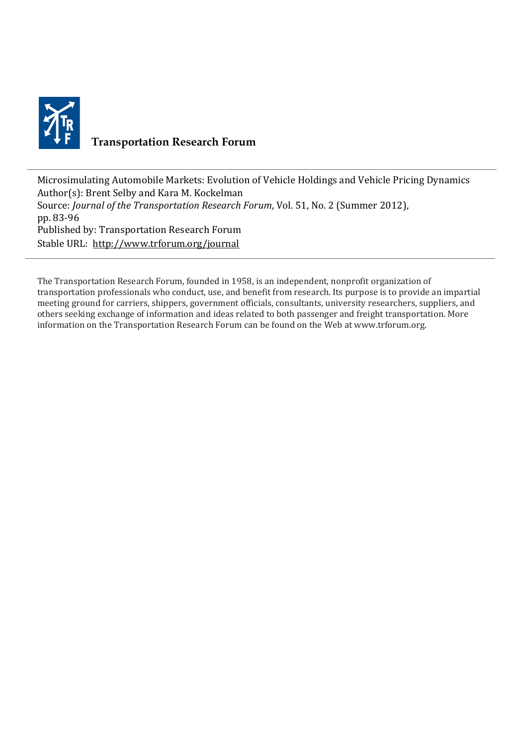**Transportation Research Forum**

Microsimulating Automobile Markets: Evolution of Vehicle Holdings and Vehicle Pricing Dynamics
Author(s): Brent Selby and Kara M. Kockelman
Source: *Journal of the Transportation Research Forum*, Vol. 51, No. 2 (Summer 2012), pp. 83-96
Published by: Transportation Research Forum
Stable URL: http://www.trforum.org/journal

---

The Transportation Research Forum, founded in 1958, is an independent, nonprofit organization of transportation professionals who conduct, use, and benefit from research. Its purpose is to provide an impartial meeting ground for carriers, shippers, government officials, consultants, university researchers, suppliers, and others seeking exchange of information and ideas related to both passenger and freight transportation. More information on the Transportation Research Forum can be found on the Web at www.trforum.org.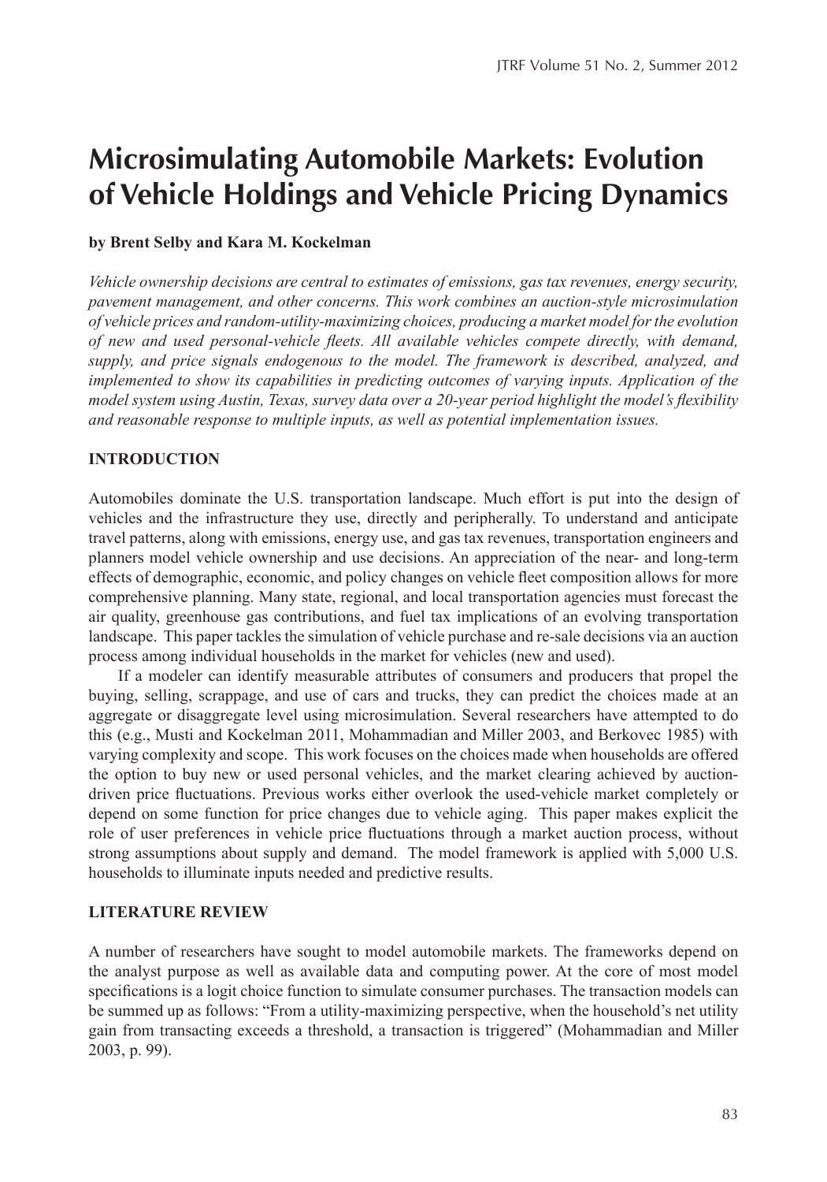# Microsimulating Automobile Markets: Evolution of Vehicle Holdings and Vehicle Pricing Dynamics

**by Brent Selby and Kara M. Kockelman**

*Vehicle ownership decisions are central to estimates of emissions, gas tax revenues, energy security, pavement management, and other concerns. This work combines an auction-style microsimulation of vehicle prices and random-utility-maximizing choices, producing a market model for the evolution of new and used personal-vehicle fleets. All available vehicles compete directly, with demand, supply, and price signals endogenous to the model. The framework is described, analyzed, and implemented to show its capabilities in predicting outcomes of varying inputs. Application of the model system using Austin, Texas, survey data over a 20-year period highlight the model's flexibility and reasonable response to multiple inputs, as well as potential implementation issues.*

## INTRODUCTION

Automobiles dominate the U.S. transportation landscape. Much effort is put into the design of vehicles and the infrastructure they use, directly and peripherally. To understand and anticipate travel patterns, along with emissions, energy use, and gas tax revenues, transportation engineers and planners model vehicle ownership and use decisions. An appreciation of the near- and long-term effects of demographic, economic, and policy changes on vehicle fleet composition allows for more comprehensive planning. Many state, regional, and local transportation agencies must forecast the air quality, greenhouse gas contributions, and fuel tax implications of an evolving transportation landscape. This paper tackles the simulation of vehicle purchase and re-sale decisions via an auction process among individual households in the market for vehicles (new and used).

If a modeler can identify measurable attributes of consumers and producers that propel the buying, selling, scrappage, and use of cars and trucks, they can predict the choices made at an aggregate or disaggregate level using microsimulation. Several researchers have attempted to do this (e.g., Musti and Kockelman 2011, Mohammadian and Miller 2003, and Berkovec 1985) with varying complexity and scope. This work focuses on the choices made when households are offered the option to buy new or used personal vehicles, and the market clearing achieved by auction-driven price fluctuations. Previous works either overlook the used-vehicle market completely or depend on some function for price changes due to vehicle aging. This paper makes explicit the role of user preferences in vehicle price fluctuations through a market auction process, without strong assumptions about supply and demand. The model framework is applied with 5,000 U.S. households to illuminate inputs needed and predictive results.

## LITERATURE REVIEW

A number of researchers have sought to model automobile markets. The frameworks depend on the analyst purpose as well as available data and computing power. At the core of most model specifications is a logit choice function to simulate consumer purchases. The transaction models can be summed up as follows: "From a utility-maximizing perspective, when the household's net utility gain from transacting exceeds a threshold, a transaction is triggered" (Mohammadian and Miller 2003, p. 99).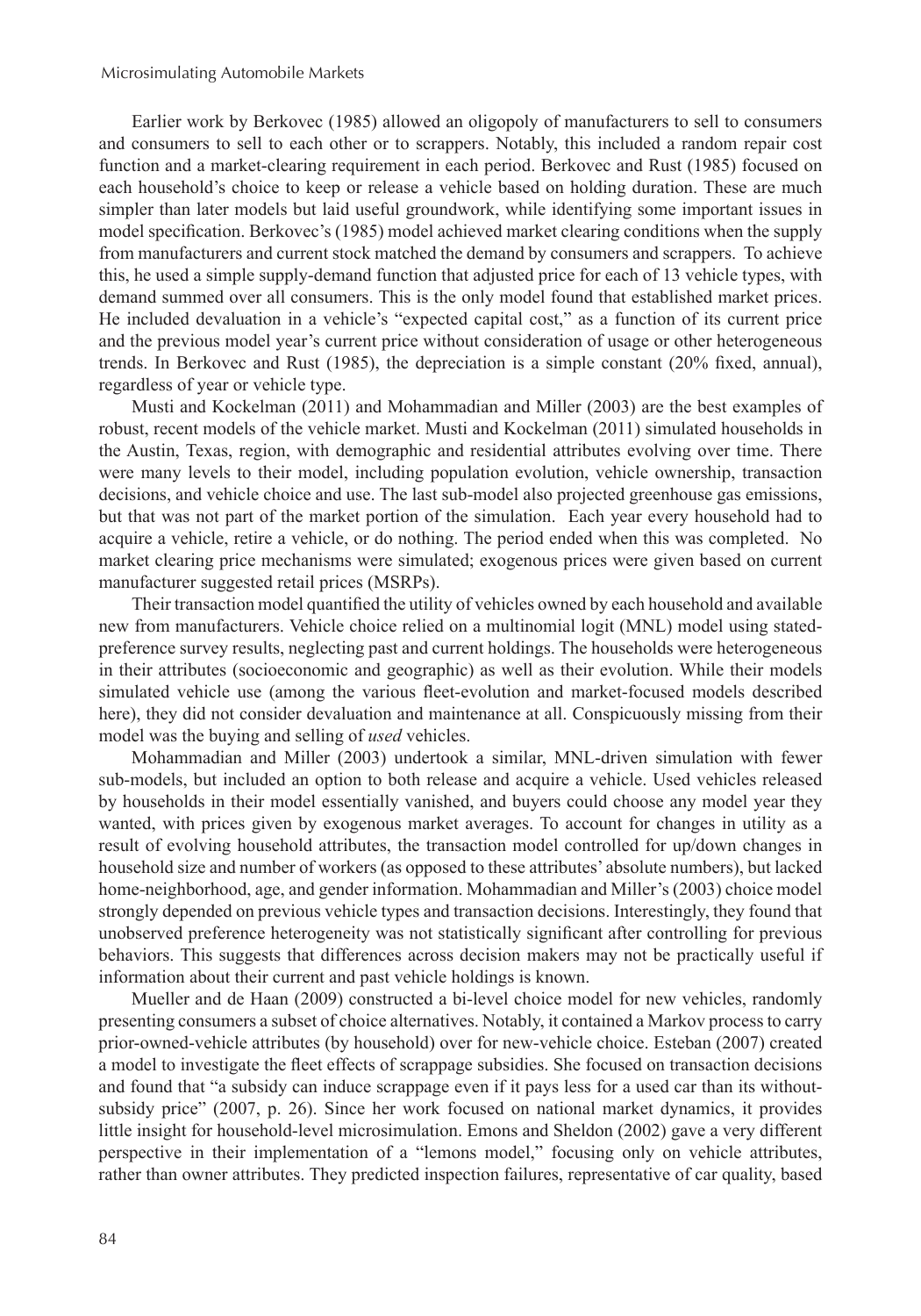Earlier work by Berkovec (1985) allowed an oligopoly of manufacturers to sell to consumers and consumers to sell to each other or to scrappers. Notably, this included a random repair cost function and a market-clearing requirement in each period. Berkovec and Rust (1985) focused on each household's choice to keep or release a vehicle based on holding duration. These are much simpler than later models but laid useful groundwork, while identifying some important issues in model specification. Berkovec's (1985) model achieved market clearing conditions when the supply from manufacturers and current stock matched the demand by consumers and scrappers. To achieve this, he used a simple supply-demand function that adjusted price for each of 13 vehicle types, with demand summed over all consumers. This is the only model found that established market prices. He included devaluation in a vehicle's "expected capital cost," as a function of its current price and the previous model year's current price without consideration of usage or other heterogeneous trends. In Berkovec and Rust (1985), the depreciation is a simple constant (20% fixed, annual), regardless of year or vehicle type.

Musti and Kockelman (2011) and Mohammadian and Miller (2003) are the best examples of robust, recent models of the vehicle market. Musti and Kockelman (2011) simulated households in the Austin, Texas, region, with demographic and residential attributes evolving over time. There were many levels to their model, including population evolution, vehicle ownership, transaction decisions, and vehicle choice and use. The last sub-model also projected greenhouse gas emissions, but that was not part of the market portion of the simulation. Each year every household had to acquire a vehicle, retire a vehicle, or do nothing. The period ended when this was completed. No market clearing price mechanisms were simulated; exogenous prices were given based on current manufacturer suggested retail prices (MSRPs).

Their transaction model quantified the utility of vehicles owned by each household and available new from manufacturers. Vehicle choice relied on a multinomial logit (MNL) model using stated-preference survey results, neglecting past and current holdings. The households were heterogeneous in their attributes (socioeconomic and geographic) as well as their evolution. While their models simulated vehicle use (among the various fleet-evolution and market-focused models described here), they did not consider devaluation and maintenance at all. Conspicuously missing from their model was the buying and selling of *used* vehicles.

Mohammadian and Miller (2003) undertook a similar, MNL-driven simulation with fewer sub-models, but included an option to both release and acquire a vehicle. Used vehicles released by households in their model essentially vanished, and buyers could choose any model year they wanted, with prices given by exogenous market averages. To account for changes in utility as a result of evolving household attributes, the transaction model controlled for up/down changes in household size and number of workers (as opposed to these attributes' absolute numbers), but lacked home-neighborhood, age, and gender information. Mohammadian and Miller's (2003) choice model strongly depended on previous vehicle types and transaction decisions. Interestingly, they found that unobserved preference heterogeneity was not statistically significant after controlling for previous behaviors. This suggests that differences across decision makers may not be practically useful if information about their current and past vehicle holdings is known.

Mueller and de Haan (2009) constructed a bi-level choice model for new vehicles, randomly presenting consumers a subset of choice alternatives. Notably, it contained a Markov process to carry prior-owned-vehicle attributes (by household) over for new-vehicle choice. Esteban (2007) created a model to investigate the fleet effects of scrappage subsidies. She focused on transaction decisions and found that "a subsidy can induce scrappage even if it pays less for a used car than its without-subsidy price" (2007, p. 26). Since her work focused on national market dynamics, it provides little insight for household-level microsimulation. Emons and Sheldon (2002) gave a very different perspective in their implementation of a "lemons model," focusing only on vehicle attributes, rather than owner attributes. They predicted inspection failures, representative of car quality, based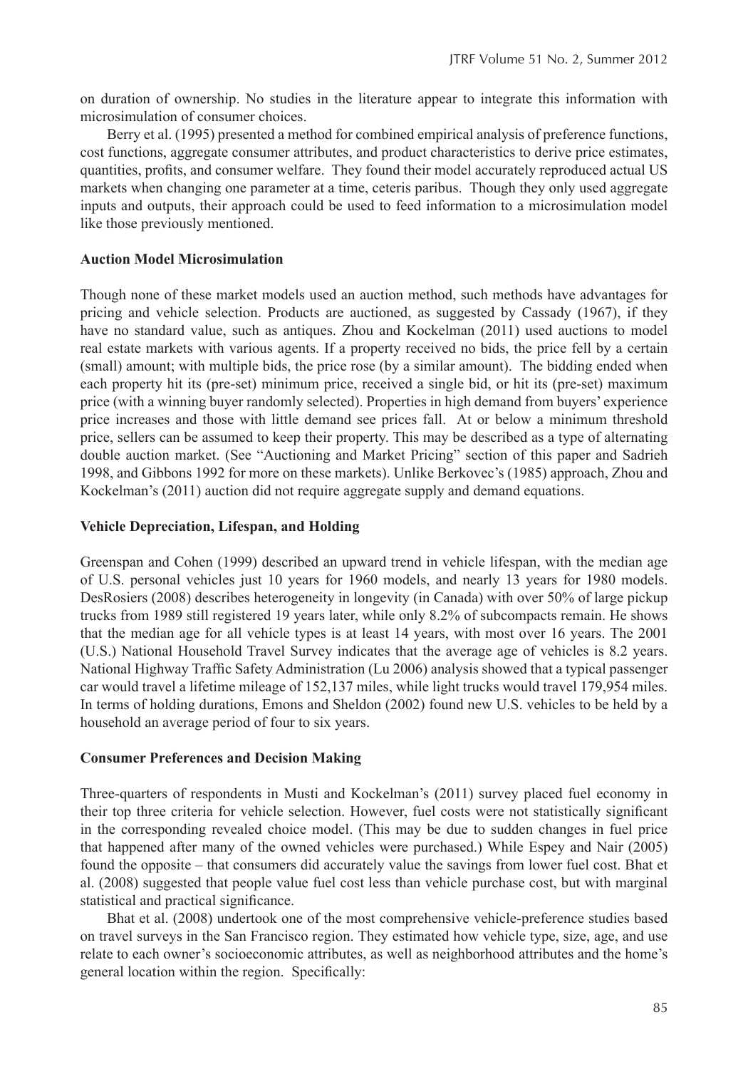on duration of ownership. No studies in the literature appear to integrate this information with microsimulation of consumer choices.

Berry et al. (1995) presented a method for combined empirical analysis of preference functions, cost functions, aggregate consumer attributes, and product characteristics to derive price estimates, quantities, profits, and consumer welfare. They found their model accurately reproduced actual US markets when changing one parameter at a time, ceteris paribus. Though they only used aggregate inputs and outputs, their approach could be used to feed information to a microsimulation model like those previously mentioned.

### Auction Model Microsimulation

Though none of these market models used an auction method, such methods have advantages for pricing and vehicle selection. Products are auctioned, as suggested by Cassady (1967), if they have no standard value, such as antiques. Zhou and Kockelman (2011) used auctions to model real estate markets with various agents. If a property received no bids, the price fell by a certain (small) amount; with multiple bids, the price rose (by a similar amount). The bidding ended when each property hit its (pre-set) minimum price, received a single bid, or hit its (pre-set) maximum price (with a winning buyer randomly selected). Properties in high demand from buyers' experience price increases and those with little demand see prices fall. At or below a minimum threshold price, sellers can be assumed to keep their property. This may be described as a type of alternating double auction market. (See "Auctioning and Market Pricing" section of this paper and Sadrieh 1998, and Gibbons 1992 for more on these markets). Unlike Berkovec's (1985) approach, Zhou and Kockelman's (2011) auction did not require aggregate supply and demand equations.

### Vehicle Depreciation, Lifespan, and Holding

Greenspan and Cohen (1999) described an upward trend in vehicle lifespan, with the median age of U.S. personal vehicles just 10 years for 1960 models, and nearly 13 years for 1980 models. DesRosiers (2008) describes heterogeneity in longevity (in Canada) with over 50% of large pickup trucks from 1989 still registered 19 years later, while only 8.2% of subcompacts remain. He shows that the median age for all vehicle types is at least 14 years, with most over 16 years. The 2001 (U.S.) National Household Travel Survey indicates that the average age of vehicles is 8.2 years. National Highway Traffic Safety Administration (Lu 2006) analysis showed that a typical passenger car would travel a lifetime mileage of 152,137 miles, while light trucks would travel 179,954 miles. In terms of holding durations, Emons and Sheldon (2002) found new U.S. vehicles to be held by a household an average period of four to six years.

### Consumer Preferences and Decision Making

Three-quarters of respondents in Musti and Kockelman's (2011) survey placed fuel economy in their top three criteria for vehicle selection. However, fuel costs were not statistically significant in the corresponding revealed choice model. (This may be due to sudden changes in fuel price that happened after many of the owned vehicles were purchased.) While Espey and Nair (2005) found the opposite – that consumers did accurately value the savings from lower fuel cost. Bhat et al. (2008) suggested that people value fuel cost less than vehicle purchase cost, but with marginal statistical and practical significance.

Bhat et al. (2008) undertook one of the most comprehensive vehicle-preference studies based on travel surveys in the San Francisco region. They estimated how vehicle type, size, age, and use relate to each owner's socioeconomic attributes, as well as neighborhood attributes and the home's general location within the region. Specifically: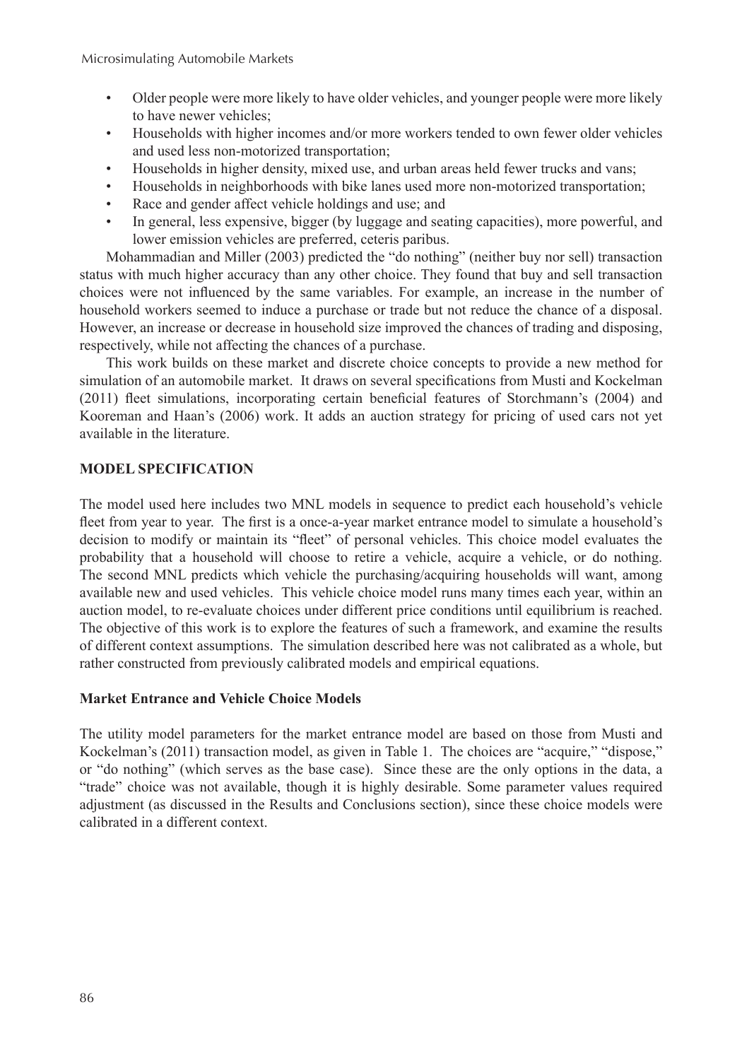- Older people were more likely to have older vehicles, and younger people were more likely to have newer vehicles;
- Households with higher incomes and/or more workers tended to own fewer older vehicles and used less non-motorized transportation;
- Households in higher density, mixed use, and urban areas held fewer trucks and vans;
- Households in neighborhoods with bike lanes used more non-motorized transportation;
- Race and gender affect vehicle holdings and use; and
- In general, less expensive, bigger (by luggage and seating capacities), more powerful, and lower emission vehicles are preferred, ceteris paribus.

Mohammadian and Miller (2003) predicted the "do nothing" (neither buy nor sell) transaction status with much higher accuracy than any other choice. They found that buy and sell transaction choices were not influenced by the same variables. For example, an increase in the number of household workers seemed to induce a purchase or trade but not reduce the chance of a disposal. However, an increase or decrease in household size improved the chances of trading and disposing, respectively, while not affecting the chances of a purchase.

This work builds on these market and discrete choice concepts to provide a new method for simulation of an automobile market. It draws on several specifications from Musti and Kockelman (2011) fleet simulations, incorporating certain beneficial features of Storchmann's (2004) and Kooreman and Haan's (2006) work. It adds an auction strategy for pricing of used cars not yet available in the literature.

## MODEL SPECIFICATION

The model used here includes two MNL models in sequence to predict each household's vehicle fleet from year to year. The first is a once-a-year market entrance model to simulate a household's decision to modify or maintain its "fleet" of personal vehicles. This choice model evaluates the probability that a household will choose to retire a vehicle, acquire a vehicle, or do nothing. The second MNL predicts which vehicle the purchasing/acquiring households will want, among available new and used vehicles. This vehicle choice model runs many times each year, within an auction model, to re-evaluate choices under different price conditions until equilibrium is reached. The objective of this work is to explore the features of such a framework, and examine the results of different context assumptions. The simulation described here was not calibrated as a whole, but rather constructed from previously calibrated models and empirical equations.

### Market Entrance and Vehicle Choice Models

The utility model parameters for the market entrance model are based on those from Musti and Kockelman's (2011) transaction model, as given in Table 1. The choices are "acquire," "dispose," or "do nothing" (which serves as the base case). Since these are the only options in the data, a "trade" choice was not available, though it is highly desirable. Some parameter values required adjustment (as discussed in the Results and Conclusions section), since these choice models were calibrated in a different context.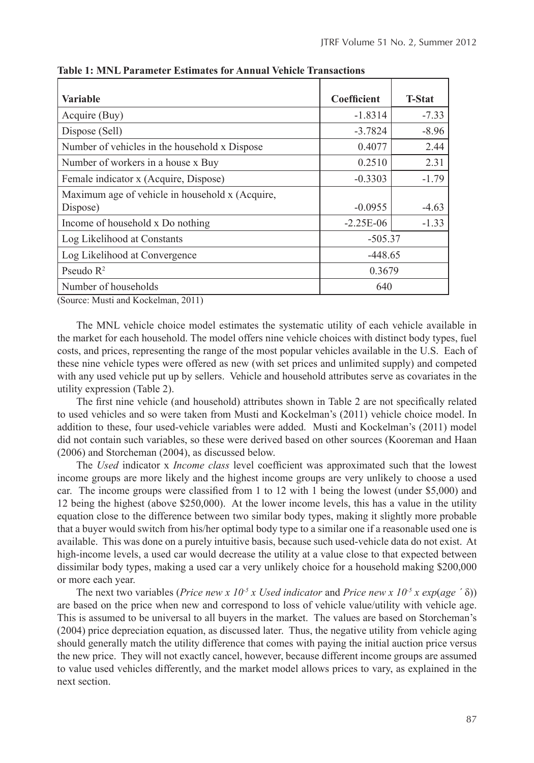**Table 1: MNL Parameter Estimates for Annual Vehicle Transactions**

| Variable | Coefficient | T-Stat |
|---|---|---|
| Acquire (Buy) | -1.8314 | -7.33 |
| Dispose (Sell) | -3.7824 | -8.96 |
| Number of vehicles in the household x Dispose | 0.4077 | 2.44 |
| Number of workers in a house x Buy | 0.2510 | 2.31 |
| Female indicator x (Acquire, Dispose) | -0.3303 | -1.79 |
| Maximum age of vehicle in household x (Acquire, Dispose) | -0.0955 | -4.63 |
| Income of household x Do nothing | -2.25E-06 | -1.33 |
| Log Likelihood at Constants | -505.37 | |
| Log Likelihood at Convergence | -448.65 | |
| Pseudo $R^2$ | 0.3679 | |
| Number of households | 640 | |

(Source: Musti and Kockelman, 2011)

The MNL vehicle choice model estimates the systematic utility of each vehicle available in the market for each household. The model offers nine vehicle choices with distinct body types, fuel costs, and prices, representing the range of the most popular vehicles available in the U.S. Each of these nine vehicle types were offered as new (with set prices and unlimited supply) and competed with any used vehicle put up by sellers. Vehicle and household attributes serve as covariates in the utility expression (Table 2).

The first nine vehicle (and household) attributes shown in Table 2 are not specifically related to used vehicles and so were taken from Musti and Kockelman's (2011) vehicle choice model. In addition to these, four used-vehicle variables were added. Musti and Kockelman's (2011) model did not contain such variables, so these were derived based on other sources (Kooreman and Haan (2006) and Storcheman (2004), as discussed below.

The *Used* indicator x *Income class* level coefficient was approximated such that the lowest income groups are more likely and the highest income groups are very unlikely to choose a used car. The income groups were classified from 1 to 12 with 1 being the lowest (under $5,000) and 12 being the highest (above $250,000). At the lower income levels, this has a value in the utility equation close to the difference between two similar body types, making it slightly more probable that a buyer would switch from his/her optimal body type to a similar one if a reasonable used one is available. This was done on a purely intuitive basis, because such used-vehicle data do not exist. At high-income levels, a used car would decrease the utility at a value close to that expected between dissimilar body types, making a used car a very unlikely choice for a household making $200,000 or more each year.

The next two variables (*Price new x* $10^{-5}$ *x Used indicator* and *Price new x* $10^{-5}$ *x exp*(*age* ´ δ)) are based on the price when new and correspond to loss of vehicle value/utility with vehicle age. This is assumed to be universal to all buyers in the market. The values are based on Storcheman's (2004) price depreciation equation, as discussed later. Thus, the negative utility from vehicle aging should generally match the utility difference that comes with paying the initial auction price versus the new price. They will not exactly cancel, however, because different income groups are assumed to value used vehicles differently, and the market model allows prices to vary, as explained in the next section.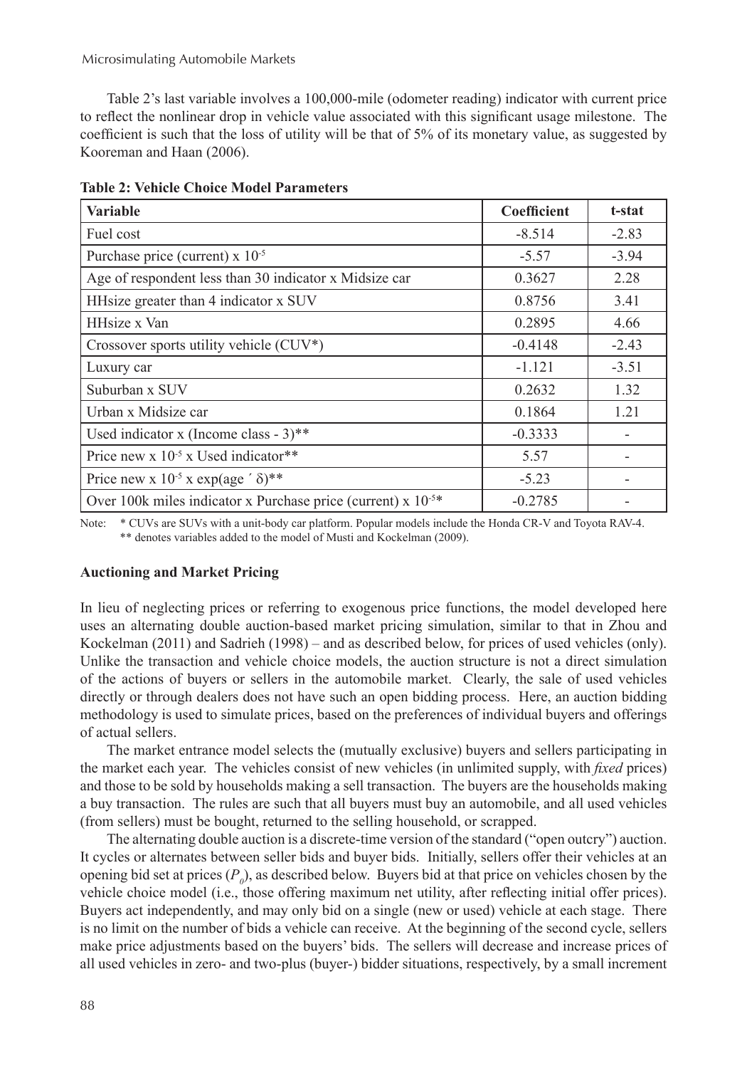Table 2's last variable involves a 100,000-mile (odometer reading) indicator with current price to reflect the nonlinear drop in vehicle value associated with this significant usage milestone. The coefficient is such that the loss of utility will be that of 5% of its monetary value, as suggested by Kooreman and Haan (2006).

**Table 2: Vehicle Choice Model Parameters**

| Variable | Coefficient | t-stat |
|---|---|---|
| Fuel cost | -8.514 | -2.83 |
| Purchase price (current) x $10^{-5}$ | -5.57 | -3.94 |
| Age of respondent less than 30 indicator x Midsize car | 0.3627 | 2.28 |
| HHsize greater than 4 indicator x SUV | 0.8756 | 3.41 |
| HHsize x Van | 0.2895 | 4.66 |
| Crossover sports utility vehicle (CUV*) | -0.4148 | -2.43 |
| Luxury car | -1.121 | -3.51 |
| Suburban x SUV | 0.2632 | 1.32 |
| Urban x Midsize car | 0.1864 | 1.21 |
| Used indicator x (Income class - 3)** | -0.3333 | - |
| Price new x $10^{-5}$ x Used indicator** | 5.57 | - |
| Price new x $10^{-5}$ x exp(age ´ δ)** | -5.23 | - |
| Over 100k miles indicator x Purchase price (current) x $10^{-5}$* | -0.2785 | - |

Note: * CUVs are SUVs with a unit-body car platform. Popular models include the Honda CR-V and Toyota RAV-4.
** denotes variables added to the model of Musti and Kockelman (2009).

### Auctioning and Market Pricing

In lieu of neglecting prices or referring to exogenous price functions, the model developed here uses an alternating double auction-based market pricing simulation, similar to that in Zhou and Kockelman (2011) and Sadrieh (1998) – and as described below, for prices of used vehicles (only). Unlike the transaction and vehicle choice models, the auction structure is not a direct simulation of the actions of buyers or sellers in the automobile market. Clearly, the sale of used vehicles directly or through dealers does not have such an open bidding process. Here, an auction bidding methodology is used to simulate prices, based on the preferences of individual buyers and offerings of actual sellers.

The market entrance model selects the (mutually exclusive) buyers and sellers participating in the market each year. The vehicles consist of new vehicles (in unlimited supply, with *fixed* prices) and those to be sold by households making a sell transaction. The buyers are the households making a buy transaction. The rules are such that all buyers must buy an automobile, and all used vehicles (from sellers) must be bought, returned to the selling household, or scrapped.

The alternating double auction is a discrete-time version of the standard ("open outcry") auction. It cycles or alternates between seller bids and buyer bids. Initially, sellers offer their vehicles at an opening bid set at prices ($P_0$), as described below. Buyers bid at that price on vehicles chosen by the vehicle choice model (i.e., those offering maximum net utility, after reflecting initial offer prices). Buyers act independently, and may only bid on a single (new or used) vehicle at each stage. There is no limit on the number of bids a vehicle can receive. At the beginning of the second cycle, sellers make price adjustments based on the buyers' bids. The sellers will decrease and increase prices of all used vehicles in zero- and two-plus (buyer-) bidder situations, respectively, by a small increment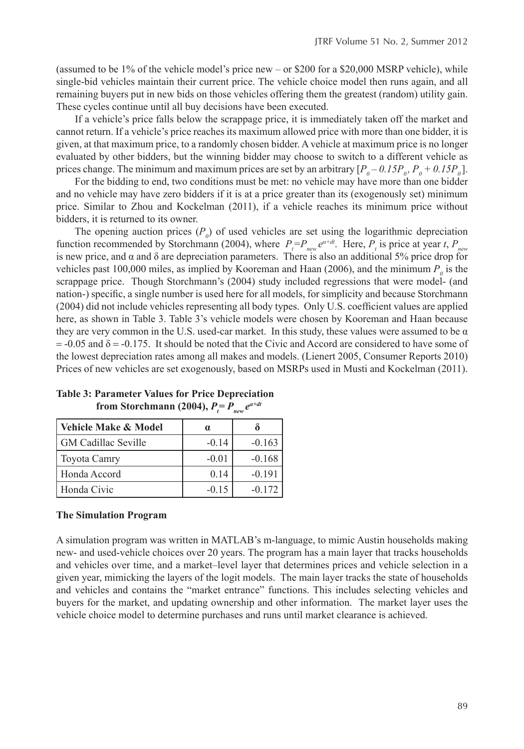(assumed to be 1% of the vehicle model's price new – or \$200 for a \$20,000 MSRP vehicle), while single-bid vehicles maintain their current price. The vehicle choice model then runs again, and all remaining buyers put in new bids on those vehicles offering them the greatest (random) utility gain. These cycles continue until all buy decisions have been executed.

If a vehicle's price falls below the scrappage price, it is immediately taken off the market and cannot return. If a vehicle's price reaches its maximum allowed price with more than one bidder, it is given, at that maximum price, to a randomly chosen bidder. A vehicle at maximum price is no longer evaluated by other bidders, but the winning bidder may choose to switch to a different vehicle as prices change. The minimum and maximum prices are set by an arbitrary $[P_0 - 0.15P_0, P_0 + 0.15P_0]$.

For the bidding to end, two conditions must be met: no vehicle may have more than one bidder and no vehicle may have zero bidders if it is at a price greater than its (exogenously set) minimum price. Similar to Zhou and Kockelman (2011), if a vehicle reaches its minimum price without bidders, it is returned to its owner.

The opening auction prices ($P_0$) of used vehicles are set using the logarithmic depreciation function recommended by Storchmann (2004), where $P_t = P_{new} e^{\alpha + dt}$. Here, $P_t$ is price at year $t$, $P_{new}$ is new price, and α and δ are depreciation parameters. There is also an additional 5% price drop for vehicles past 100,000 miles, as implied by Kooreman and Haan (2006), and the minimum $P_0$ is the scrappage price. Though Storchmann's (2004) study included regressions that were model- (and nation-) specific, a single number is used here for all models, for simplicity and because Storchmann (2004) did not include vehicles representing all body types. Only U.S. coefficient values are applied here, as shown in Table 3. Table 3's vehicle models were chosen by Kooreman and Haan because they are very common in the U.S. used-car market. In this study, these values were assumed to be $\alpha = -0.05$ and $\delta = -0.175$. It should be noted that the Civic and Accord are considered to have some of the lowest depreciation rates among all makes and models. (Lienert 2005, Consumer Reports 2010) Prices of new vehicles are set exogenously, based on MSRPs used in Musti and Kockelman (2011).

**Table 3: Parameter Values for Price Depreciation from Storchmann (2004), $P_t = P_{new} e^{\alpha + dt}$**

| Vehicle Make & Model | α | δ |
|---|---|---|
| GM Cadillac Seville | -0.14 | -0.163 |
| Toyota Camry | -0.01 | -0.168 |
| Honda Accord | 0.14 | -0.191 |
| Honda Civic | -0.15 | -0.172 |

**The Simulation Program**

A simulation program was written in MATLAB's m-language, to mimic Austin households making new- and used-vehicle choices over 20 years. The program has a main layer that tracks households and vehicles over time, and a market–level layer that determines prices and vehicle selection in a given year, mimicking the layers of the logit models. The main layer tracks the state of households and vehicles and contains the "market entrance" functions. This includes selecting vehicles and buyers for the market, and updating ownership and other information. The market layer uses the vehicle choice model to determine purchases and runs until market clearance is achieved.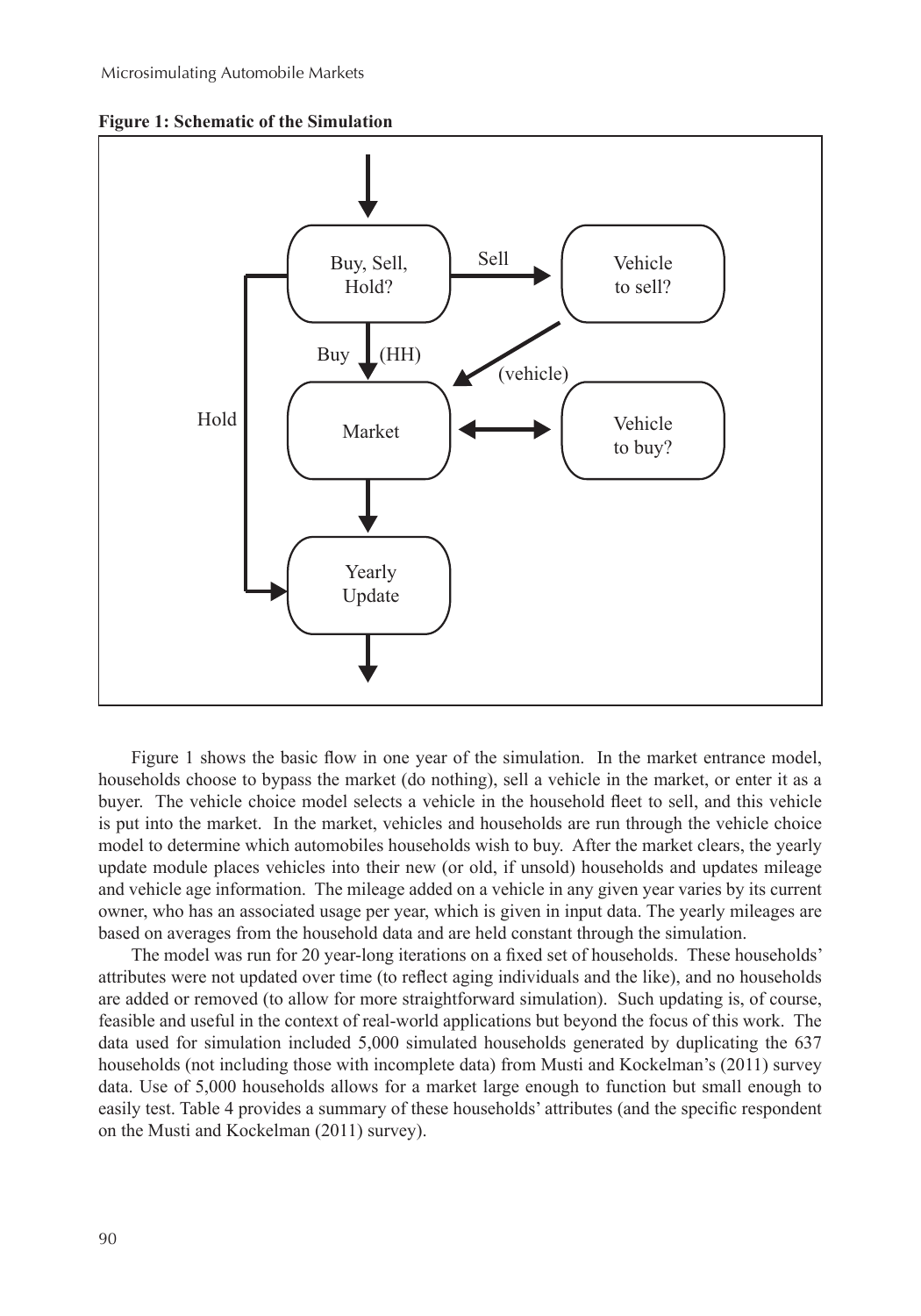**Figure 1: Schematic of the Simulation**

Figure 1 shows the basic flow in one year of the simulation. In the market entrance model, households choose to bypass the market (do nothing), sell a vehicle in the market, or enter it as a buyer. The vehicle choice model selects a vehicle in the household fleet to sell, and this vehicle is put into the market. In the market, vehicles and households are run through the vehicle choice model to determine which automobiles households wish to buy. After the market clears, the yearly update module places vehicles into their new (or old, if unsold) households and updates mileage and vehicle age information. The mileage added on a vehicle in any given year varies by its current owner, who has an associated usage per year, which is given in input data. The yearly mileages are based on averages from the household data and are held constant through the simulation.

The model was run for 20 year-long iterations on a fixed set of households. These households' attributes were not updated over time (to reflect aging individuals and the like), and no households are added or removed (to allow for more straightforward simulation). Such updating is, of course, feasible and useful in the context of real-world applications but beyond the focus of this work. The data used for simulation included 5,000 simulated households generated by duplicating the 637 households (not including those with incomplete data) from Musti and Kockelman's (2011) survey data. Use of 5,000 households allows for a market large enough to function but small enough to easily test. Table 4 provides a summary of these households' attributes (and the specific respondent on the Musti and Kockelman (2011) survey).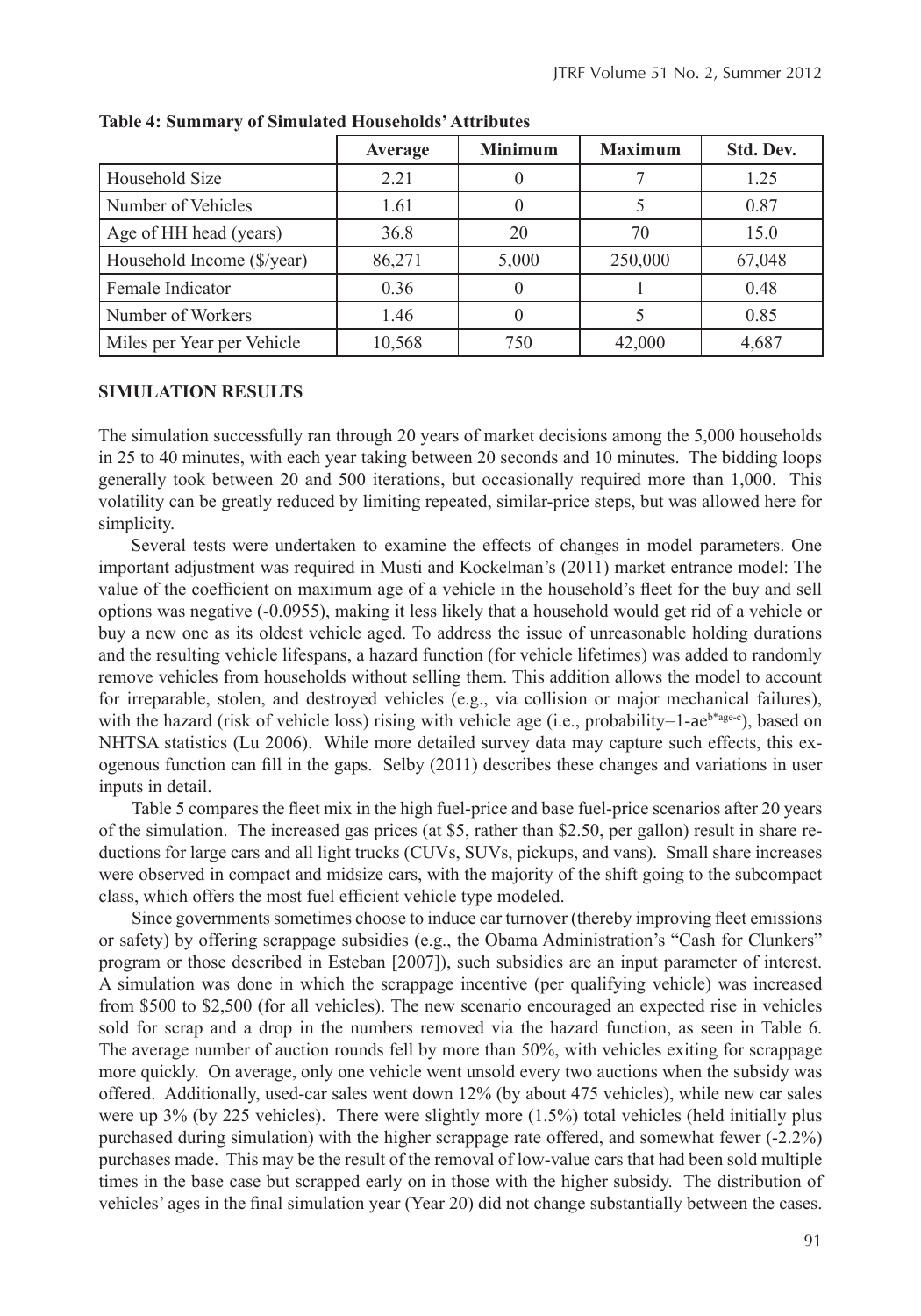**Table 4: Summary of Simulated Households' Attributes**

| | Average | Minimum | Maximum | Std. Dev. |
|---|---|---|---|---|
| Household Size | 2.21 | 0 | 7 | 1.25 |
| Number of Vehicles | 1.61 | 0 | 5 | 0.87 |
| Age of HH head (years) | 36.8 | 20 | 70 | 15.0 |
| Household Income ($/year) | 86,271 | 5,000 | 250,000 | 67,048 |
| Female Indicator | 0.36 | 0 | 1 | 0.48 |
| Number of Workers | 1.46 | 0 | 5 | 0.85 |
| Miles per Year per Vehicle | 10,568 | 750 | 42,000 | 4,687 |

## SIMULATION RESULTS

The simulation successfully ran through 20 years of market decisions among the 5,000 households in 25 to 40 minutes, with each year taking between 20 seconds and 10 minutes. The bidding loops generally took between 20 and 500 iterations, but occasionally required more than 1,000. This volatility can be greatly reduced by limiting repeated, similar-price steps, but was allowed here for simplicity.

Several tests were undertaken to examine the effects of changes in model parameters. One important adjustment was required in Musti and Kockelman's (2011) market entrance model: The value of the coefficient on maximum age of a vehicle in the household's fleet for the buy and sell options was negative (-0.0955), making it less likely that a household would get rid of a vehicle or buy a new one as its oldest vehicle aged. To address the issue of unreasonable holding durations and the resulting vehicle lifespans, a hazard function (for vehicle lifetimes) was added to randomly remove vehicles from households without selling them. This addition allows the model to account for irreparable, stolen, and destroyed vehicles (e.g., via collision or major mechanical failures), with the hazard (risk of vehicle loss) rising with vehicle age (i.e., probability=$1\text{-}ae^{b*age\text{-}c}$), based on NHTSA statistics (Lu 2006). While more detailed survey data may capture such effects, this exogenous function can fill in the gaps. Selby (2011) describes these changes and variations in user inputs in detail.

Table 5 compares the fleet mix in the high fuel-price and base fuel-price scenarios after 20 years of the simulation. The increased gas prices (at $5, rather than $2.50, per gallon) result in share reductions for large cars and all light trucks (CUVs, SUVs, pickups, and vans). Small share increases were observed in compact and midsize cars, with the majority of the shift going to the subcompact class, which offers the most fuel efficient vehicle type modeled.

Since governments sometimes choose to induce car turnover (thereby improving fleet emissions or safety) by offering scrappage subsidies (e.g., the Obama Administration's "Cash for Clunkers" program or those described in Esteban [2007]), such subsidies are an input parameter of interest. A simulation was done in which the scrappage incentive (per qualifying vehicle) was increased from $500 to $2,500 (for all vehicles). The new scenario encouraged an expected rise in vehicles sold for scrap and a drop in the numbers removed via the hazard function, as seen in Table 6. The average number of auction rounds fell by more than 50%, with vehicles exiting for scrappage more quickly. On average, only one vehicle went unsold every two auctions when the subsidy was offered. Additionally, used-car sales went down 12% (by about 475 vehicles), while new car sales were up 3% (by 225 vehicles). There were slightly more (1.5%) total vehicles (held initially plus purchased during simulation) with the higher scrappage rate offered, and somewhat fewer (-2.2%) purchases made. This may be the result of the removal of low-value cars that had been sold multiple times in the base case but scrapped early on in those with the higher subsidy. The distribution of vehicles' ages in the final simulation year (Year 20) did not change substantially between the cases.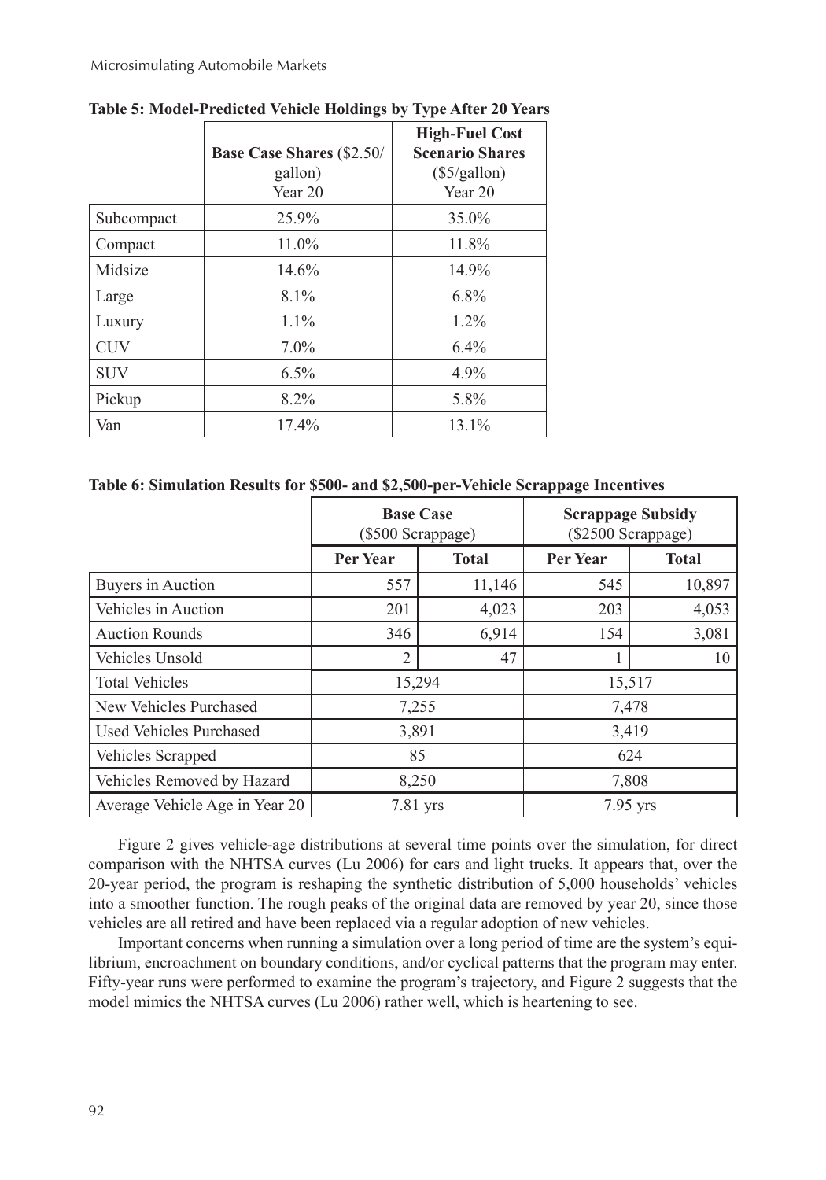**Table 5: Model-Predicted Vehicle Holdings by Type After 20 Years**

| | Base Case Shares ($2.50/ gallon) Year 20 | High-Fuel Cost Scenario Shares ($5/gallon) Year 20 |
|---|---|---|
| Subcompact | 25.9% | 35.0% |
| Compact | 11.0% | 11.8% |
| Midsize | 14.6% | 14.9% |
| Large | 8.1% | 6.8% |
| Luxury | 1.1% | 1.2% |
| CUV | 7.0% | 6.4% |
| SUV | 6.5% | 4.9% |
| Pickup | 8.2% | 5.8% |
| Van | 17.4% | 13.1% |

**Table 6: Simulation Results for $500- and $2,500-per-Vehicle Scrappage Incentives**

| | Base Case ($500 Scrappage) | | Scrappage Subsidy ($2500 Scrappage) | |
|---|---|---|---|---|
| | Per Year | Total | Per Year | Total |
| Buyers in Auction | 557 | 11,146 | 545 | 10,897 |
| Vehicles in Auction | 201 | 4,023 | 203 | 4,053 |
| Auction Rounds | 346 | 6,914 | 154 | 3,081 |
| Vehicles Unsold | 2 | 47 | 1 | 10 |
| Total Vehicles | 15,294 | | 15,517 | |
| New Vehicles Purchased | 7,255 | | 7,478 | |
| Used Vehicles Purchased | 3,891 | | 3,419 | |
| Vehicles Scrapped | 85 | | 624 | |
| Vehicles Removed by Hazard | 8,250 | | 7,808 | |
| Average Vehicle Age in Year 20 | 7.81 yrs | | 7.95 yrs | |

Figure 2 gives vehicle-age distributions at several time points over the simulation, for direct comparison with the NHTSA curves (Lu 2006) for cars and light trucks. It appears that, over the 20-year period, the program is reshaping the synthetic distribution of 5,000 households' vehicles into a smoother function. The rough peaks of the original data are removed by year 20, since those vehicles are all retired and have been replaced via a regular adoption of new vehicles.

Important concerns when running a simulation over a long period of time are the system's equilibrium, encroachment on boundary conditions, and/or cyclical patterns that the program may enter. Fifty-year runs were performed to examine the program's trajectory, and Figure 2 suggests that the model mimics the NHTSA curves (Lu 2006) rather well, which is heartening to see.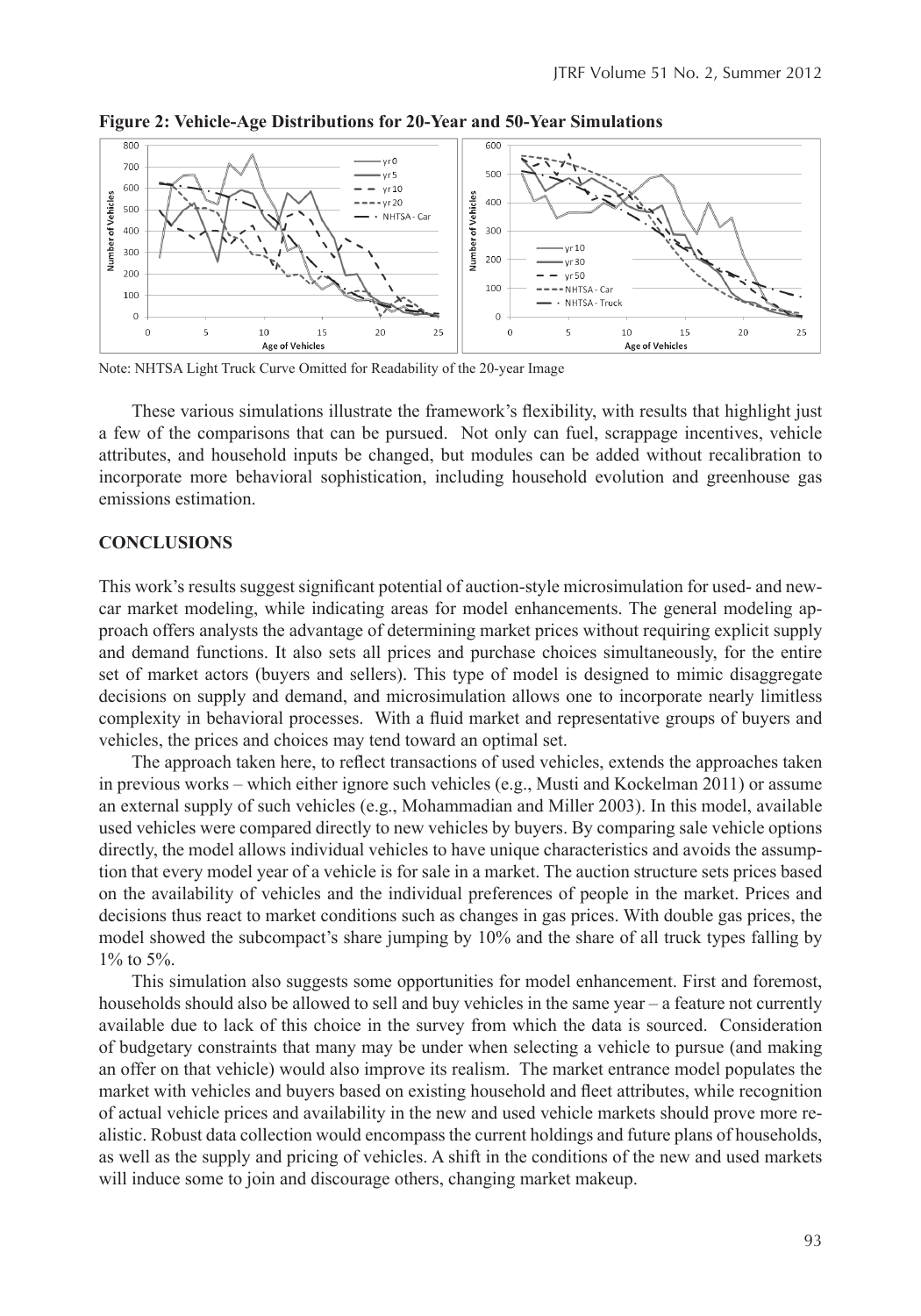**Figure 2: Vehicle-Age Distributions for 20-Year and 50-Year Simulations**

Note: NHTSA Light Truck Curve Omitted for Readability of the 20-year Image

These various simulations illustrate the framework's flexibility, with results that highlight just a few of the comparisons that can be pursued. Not only can fuel, scrappage incentives, vehicle attributes, and household inputs be changed, but modules can be added without recalibration to incorporate more behavioral sophistication, including household evolution and greenhouse gas emissions estimation.

## CONCLUSIONS

This work's results suggest significant potential of auction-style microsimulation for used- and new-car market modeling, while indicating areas for model enhancements. The general modeling approach offers analysts the advantage of determining market prices without requiring explicit supply and demand functions. It also sets all prices and purchase choices simultaneously, for the entire set of market actors (buyers and sellers). This type of model is designed to mimic disaggregate decisions on supply and demand, and microsimulation allows one to incorporate nearly limitless complexity in behavioral processes. With a fluid market and representative groups of buyers and vehicles, the prices and choices may tend toward an optimal set.

The approach taken here, to reflect transactions of used vehicles, extends the approaches taken in previous works – which either ignore such vehicles (e.g., Musti and Kockelman 2011) or assume an external supply of such vehicles (e.g., Mohammadian and Miller 2003). In this model, available used vehicles were compared directly to new vehicles by buyers. By comparing sale vehicle options directly, the model allows individual vehicles to have unique characteristics and avoids the assumption that every model year of a vehicle is for sale in a market. The auction structure sets prices based on the availability of vehicles and the individual preferences of people in the market. Prices and decisions thus react to market conditions such as changes in gas prices. With double gas prices, the model showed the subcompact's share jumping by 10% and the share of all truck types falling by 1% to 5%.

This simulation also suggests some opportunities for model enhancement. First and foremost, households should also be allowed to sell and buy vehicles in the same year – a feature not currently available due to lack of this choice in the survey from which the data is sourced. Consideration of budgetary constraints that many may be under when selecting a vehicle to pursue (and making an offer on that vehicle) would also improve its realism. The market entrance model populates the market with vehicles and buyers based on existing household and fleet attributes, while recognition of actual vehicle prices and availability in the new and used vehicle markets should prove more realistic. Robust data collection would encompass the current holdings and future plans of households, as well as the supply and pricing of vehicles. A shift in the conditions of the new and used markets will induce some to join and discourage others, changing market makeup.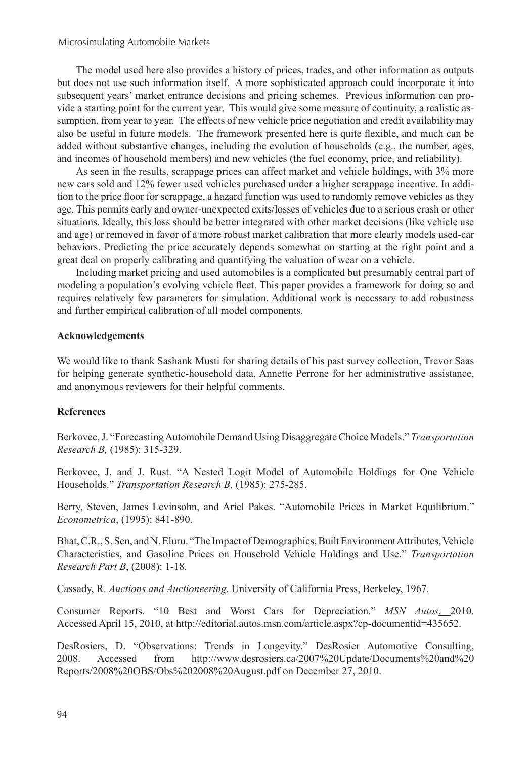The model used here also provides a history of prices, trades, and other information as outputs but does not use such information itself. A more sophisticated approach could incorporate it into subsequent years' market entrance decisions and pricing schemes. Previous information can provide a starting point for the current year. This would give some measure of continuity, a realistic assumption, from year to year. The effects of new vehicle price negotiation and credit availability may also be useful in future models. The framework presented here is quite flexible, and much can be added without substantive changes, including the evolution of households (e.g., the number, ages, and incomes of household members) and new vehicles (the fuel economy, price, and reliability).

As seen in the results, scrappage prices can affect market and vehicle holdings, with 3% more new cars sold and 12% fewer used vehicles purchased under a higher scrappage incentive. In addition to the price floor for scrappage, a hazard function was used to randomly remove vehicles as they age. This permits early and owner-unexpected exits/losses of vehicles due to a serious crash or other situations. Ideally, this loss should be better integrated with other market decisions (like vehicle use and age) or removed in favor of a more robust market calibration that more clearly models used-car behaviors. Predicting the price accurately depends somewhat on starting at the right point and a great deal on properly calibrating and quantifying the valuation of wear on a vehicle.

Including market pricing and used automobiles is a complicated but presumably central part of modeling a population's evolving vehicle fleet. This paper provides a framework for doing so and requires relatively few parameters for simulation. Additional work is necessary to add robustness and further empirical calibration of all model components.

**Acknowledgements**

We would like to thank Sashank Musti for sharing details of his past survey collection, Trevor Saas for helping generate synthetic-household data, Annette Perrone for her administrative assistance, and anonymous reviewers for their helpful comments.

**References**

Berkovec, J. "Forecasting Automobile Demand Using Disaggregate Choice Models." *Transportation Research B,* (1985): 315-329.

Berkovec, J. and J. Rust. "A Nested Logit Model of Automobile Holdings for One Vehicle Households." *Transportation Research B,* (1985): 275-285.

Berry, Steven, James Levinsohn, and Ariel Pakes. "Automobile Prices in Market Equilibrium." *Econometrica*, (1995): 841-890.

Bhat, C.R., S. Sen, and N. Eluru. "The Impact of Demographics, Built Environment Attributes, Vehicle Characteristics, and Gasoline Prices on Household Vehicle Holdings and Use." *Transportation Research Part B*, (2008): 1-18.

Cassady, R. *Auctions and Auctioneering*. University of California Press, Berkeley, 1967.

Consumer Reports. "10 Best and Worst Cars for Depreciation." *MSN Autos*, 2010. Accessed April 15, 2010, at http://editorial.autos.msn.com/article.aspx?cp-documentid=435652.

DesRosiers, D. "Observations: Trends in Longevity." DesRosier Automotive Consulting, 2008. Accessed from http://www.desrosiers.ca/2007%20Update/Documents%20and%20Reports/2008%20OBS/Obs%202008%20August.pdf on December 27, 2010.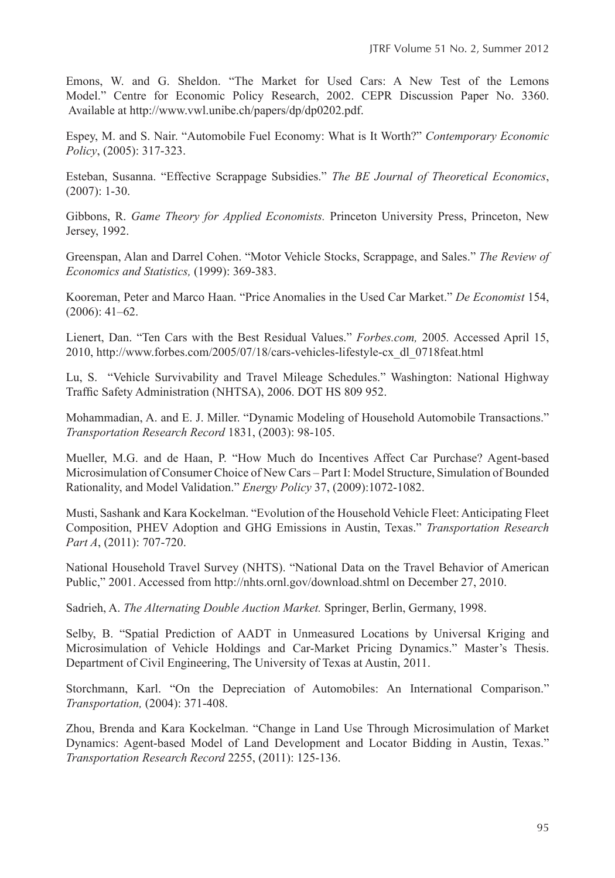Emons, W. and G. Sheldon. "The Market for Used Cars: A New Test of the Lemons Model." Centre for Economic Policy Research, 2002. CEPR Discussion Paper No. 3360. Available at http://www.vwl.unibe.ch/papers/dp/dp0202.pdf.

Espey, M. and S. Nair. "Automobile Fuel Economy: What is It Worth?" *Contemporary Economic Policy*, (2005): 317-323.

Esteban, Susanna. "Effective Scrappage Subsidies." *The BE Journal of Theoretical Economics*, (2007): 1-30.

Gibbons, R. *Game Theory for Applied Economists.* Princeton University Press, Princeton, New Jersey, 1992.

Greenspan, Alan and Darrel Cohen. "Motor Vehicle Stocks, Scrappage, and Sales." *The Review of Economics and Statistics,* (1999): 369-383.

Kooreman, Peter and Marco Haan. "Price Anomalies in the Used Car Market." *De Economist* 154, (2006): 41–62.

Lienert, Dan. "Ten Cars with the Best Residual Values." *Forbes.com,* 2005*.* Accessed April 15, 2010, http://www.forbes.com/2005/07/18/cars-vehicles-lifestyle-cx_dl_0718feat.html

Lu, S. "Vehicle Survivability and Travel Mileage Schedules." Washington: National Highway Traffic Safety Administration (NHTSA), 2006. DOT HS 809 952.

Mohammadian, A. and E. J. Miller. "Dynamic Modeling of Household Automobile Transactions." *Transportation Research Record* 1831, (2003): 98-105.

Mueller, M.G. and de Haan, P. "How Much do Incentives Affect Car Purchase? Agent-based Microsimulation of Consumer Choice of New Cars – Part I: Model Structure, Simulation of Bounded Rationality, and Model Validation." *Energy Policy* 37, (2009):1072-1082.

Musti, Sashank and Kara Kockelman. "Evolution of the Household Vehicle Fleet: Anticipating Fleet Composition, PHEV Adoption and GHG Emissions in Austin, Texas." *Transportation Research Part A*, (2011): 707-720.

National Household Travel Survey (NHTS). "National Data on the Travel Behavior of American Public," 2001. Accessed from http://nhts.ornl.gov/download.shtml on December 27, 2010.

Sadrieh, A. *The Alternating Double Auction Market.* Springer, Berlin, Germany, 1998.

Selby, B. "Spatial Prediction of AADT in Unmeasured Locations by Universal Kriging and Microsimulation of Vehicle Holdings and Car-Market Pricing Dynamics." Master's Thesis. Department of Civil Engineering, The University of Texas at Austin, 2011.

Storchmann, Karl. "On the Depreciation of Automobiles: An International Comparison." *Transportation,* (2004): 371-408.

Zhou, Brenda and Kara Kockelman. "Change in Land Use Through Microsimulation of Market Dynamics: Agent-based Model of Land Development and Locator Bidding in Austin, Texas." *Transportation Research Record* 2255, (2011): 125-136.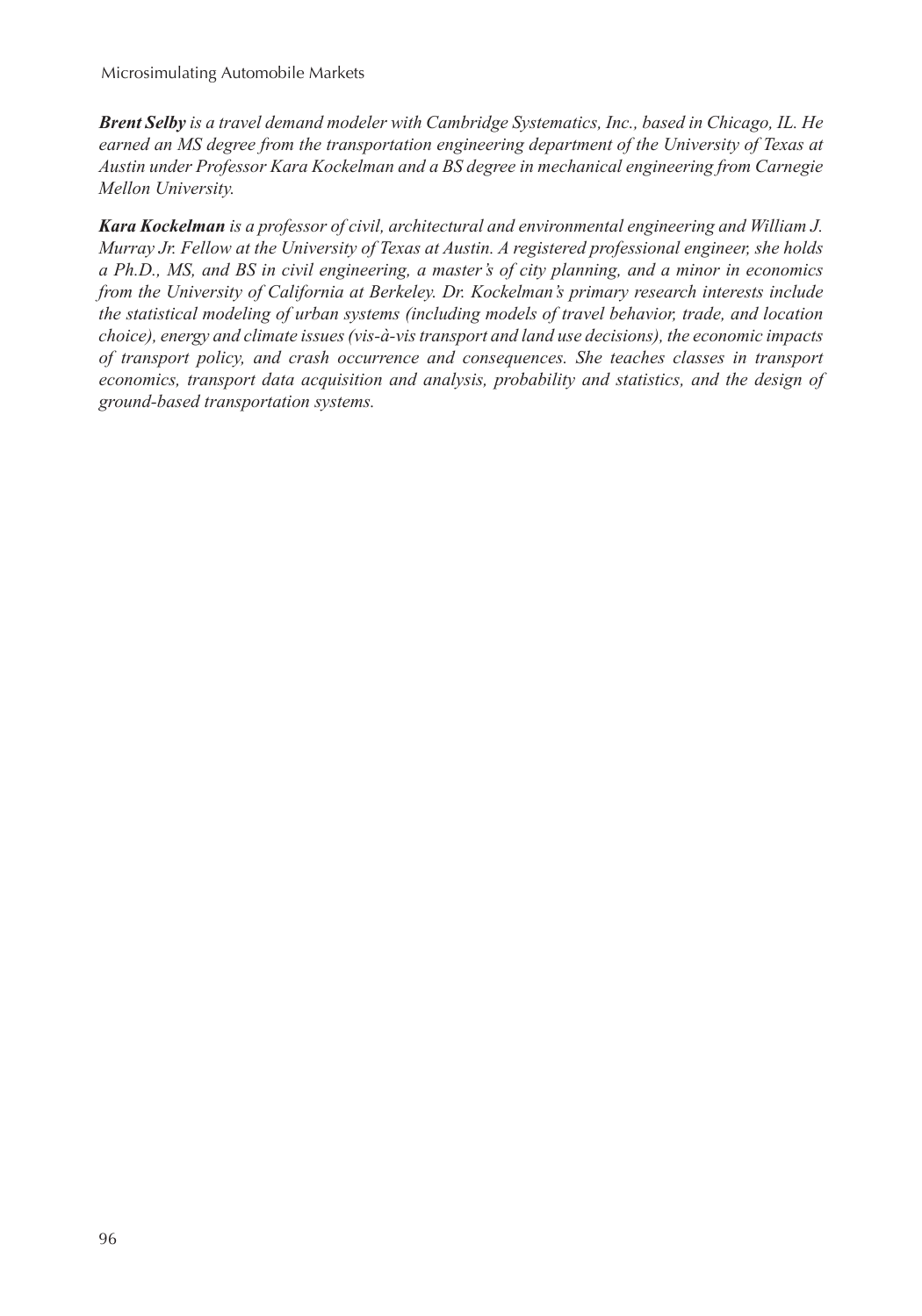***Brent Selby*** *is a travel demand modeler with Cambridge Systematics, Inc., based in Chicago, IL. He earned an MS degree from the transportation engineering department of the University of Texas at Austin under Professor Kara Kockelman and a BS degree in mechanical engineering from Carnegie Mellon University.*

***Kara Kockelman*** *is a professor of civil, architectural and environmental engineering and William J. Murray Jr. Fellow at the University of Texas at Austin. A registered professional engineer, she holds a Ph.D., MS, and BS in civil engineering, a master's of city planning, and a minor in economics from the University of California at Berkeley. Dr. Kockelman's primary research interests include the statistical modeling of urban systems (including models of travel behavior, trade, and location choice), energy and climate issues (vis-à-vis transport and land use decisions), the economic impacts of transport policy, and crash occurrence and consequences. She teaches classes in transport economics, transport data acquisition and analysis, probability and statistics, and the design of ground-based transportation systems.*